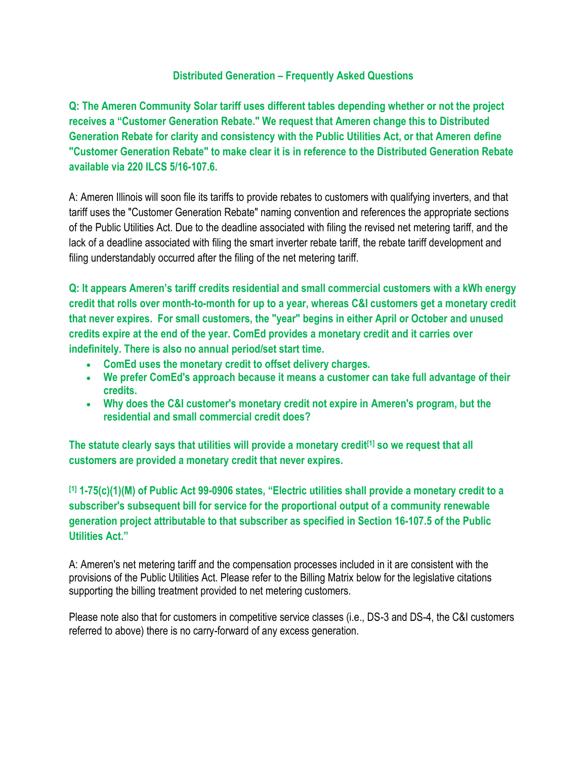## Distributed Generation – Frequently Asked Questions

**Q: The Ameren Community Solar tariff uses different tables depending whether or not the project receives a "Customer Generation Rebate." We request that Ameren change this to Distributed Generation Rebate for clarity and consistency with the Public Utilities Act, or that Ameren define "Customer Generation Rebate" to make clear it is in reference to the Distributed Generation Rebate available via 220 ILCS 5/16-107.6.**

A: Ameren Illinois will soon file its tariffs to provide rebates to customers with qualifying inverters, and that tariff uses the "Customer Generation Rebate" naming convention and references the appropriate sections of the Public Utilities Act. Due to the deadline associated with filing the revised net metering tariff, and the lack of a deadline associated with filing the smart inverter rebate tariff, the rebate tariff development and filing understandably occurred after the filing of the net metering tariff.

**Q: It appears Ameren's tariff credits residential and small commercial customers with a kWh energy credit that rolls over month-to-month for up to a year, whereas C&I customers get a monetary credit that never expires. For small customers, the "year" begins in either April or October and unused credits expire at the end of the year. ComEd provides a monetary credit and it carries over indefinitely. There is also no annual period/set start time.**

- **ComEd uses the monetary credit to offset delivery charges.**
- **We prefer ComEd's approach because it means a customer can take full advantage of their credits.**
- **Why does the C&I customer's monetary credit not expire in Ameren's program, but the residential and small commercial credit does?**

**The statute clearly says that utilities will provide a monetary credit[1] so we request that all customers are provided a monetary credit that never expires.**

**[1] 1-75(c)(1)(M) of Public Act 99-0906 states, "Electric utilities shall provide a monetary credit to a subscriber's subsequent bill for service for the proportional output of a community renewable generation project attributable to that subscriber as specified in Section 16-107.5 of the Public Utilities Act."**

A: Ameren's net metering tariff and the compensation processes included in it are consistent with the provisions of the Public Utilities Act. Please refer to the Billing Matrix below for the legislative citations supporting the billing treatment provided to net metering customers.

Please note also that for customers in competitive service classes (i.e., DS-3 and DS-4, the C&I customers referred to above) there is no carry-forward of any excess generation.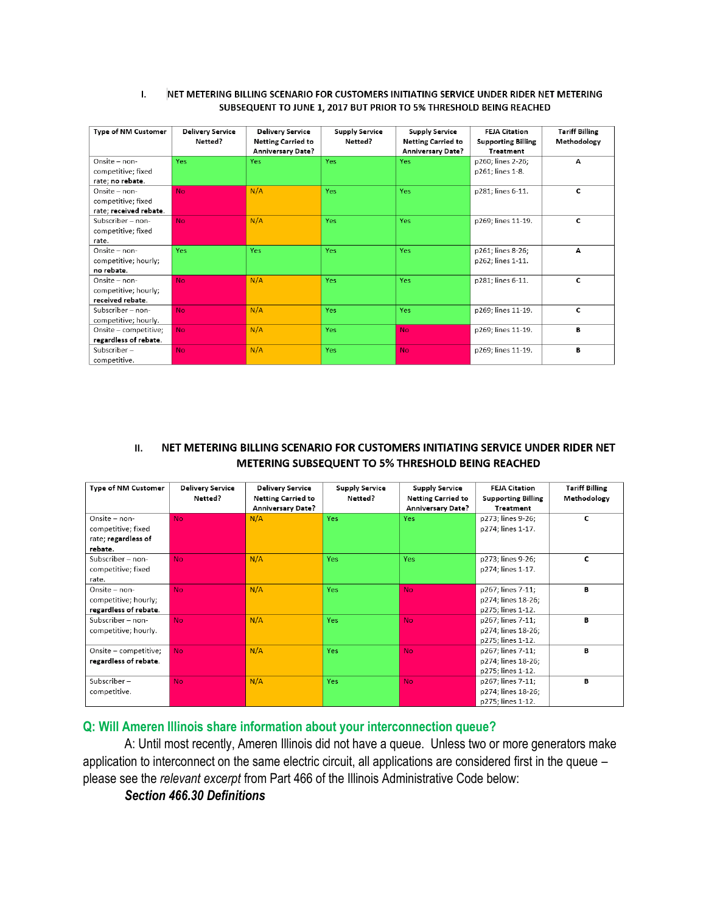## I. NET METERING BILLING SCENARIO FOR CUSTOMERS INITIATING SERVICE UNDER RIDER NET METERING SUBSEQUENT TO JUNE 1, 2017 BUT PRIOR TO 5% THRESHOLD BEING REACHED

| Type of NM Customer | Delivery Service Netted? | Delivery Service Netting Carried to Anniversary Date? | Supply Service Netted? | Supply Service Netting Carried to Anniversary Date? | FEJA Citation Supporting Billing Treatment | Tariff Billing Methodology |
|---|---|---|---|---|---|---|
| Onsite – non-competitive; fixed rate; no **rebate**. | Yes | Yes | Yes | Yes | p260; lines 2-26; p261; lines 1-8. | A |
| Onsite – non-competitive; fixed rate; **received rebate**. | No | N/A | Yes | Yes | p281; lines 6-11. | C |
| Subscriber – non-competitive; fixed rate. | No | N/A | Yes | Yes | p269; lines 11-19. | C |
| Onsite – non-competitive; hourly; **no rebate**. | Yes | Yes | Yes | Yes | p261; lines 8-26; p262; lines 1-11. | A |
| Onsite – non-competitive; hourly; **received rebate**. | No | N/A | Yes | Yes | p281; lines 6-11. | C |
| Subscriber – non-competitive; hourly. | No | N/A | Yes | Yes | p269; lines 11-19. | C |
| Onsite – competitive; **regardless of rebate**. | No | N/A | Yes | No | p269; lines 11-19. | B |
| Subscriber – competitive. | No | N/A | Yes | No | p269; lines 11-19. | B |

## II. NET METERING BILLING SCENARIO FOR CUSTOMERS INITIATING SERVICE UNDER RIDER NET METERING SUBSEQUENT TO 5% THRESHOLD BEING REACHED

| Type of NM Customer | Delivery Service Netted? | Delivery Service Netting Carried to Anniversary Date? | Supply Service Netted? | Supply Service Netting Carried to Anniversary Date? | FEJA Citation Supporting Billing Treatment | Tariff Billing Methodology |
|---|---|---|---|---|---|---|
| Onsite – non-competitive; fixed rate; **regardless of rebate.** | No | N/A | Yes | Yes | p273; lines 9-26; p274; lines 1-17. | C |
| Subscriber – non-competitive; fixed rate. | No | N/A | Yes | Yes | p273; lines 9-26; p274; lines 1-17. | C |
| Onsite – non-competitive; hourly; **regardless of rebate.** | No | N/A | Yes | No | p267; lines 7-11; p274; lines 18-26; p275; lines 1-12. | B |
| Subscriber – non-competitive; hourly. | No | N/A | Yes | No | p267; lines 7-11; p274; lines 18-26; p275; lines 1-12. | B |
| Onsite – competitive; **regardless of rebate.** | No | N/A | Yes | No | p267; lines 7-11; p274; lines 18-26; p275; lines 1-12. | B |
| Subscriber – competitive. | No | N/A | Yes | No | p267; lines 7-11; p274; lines 18-26; p275; lines 1-12. | B |

## Q: Will Ameren Illinois share information about your interconnection queue?

A: Until most recently, Ameren Illinois did not have a queue. Unless two or more generators make application to interconnect on the same electric circuit, all applications are considered first in the queue – please see the *relevant excerpt* from Part 466 of the Illinois Administrative Code below:

***Section 466.30 Definitions***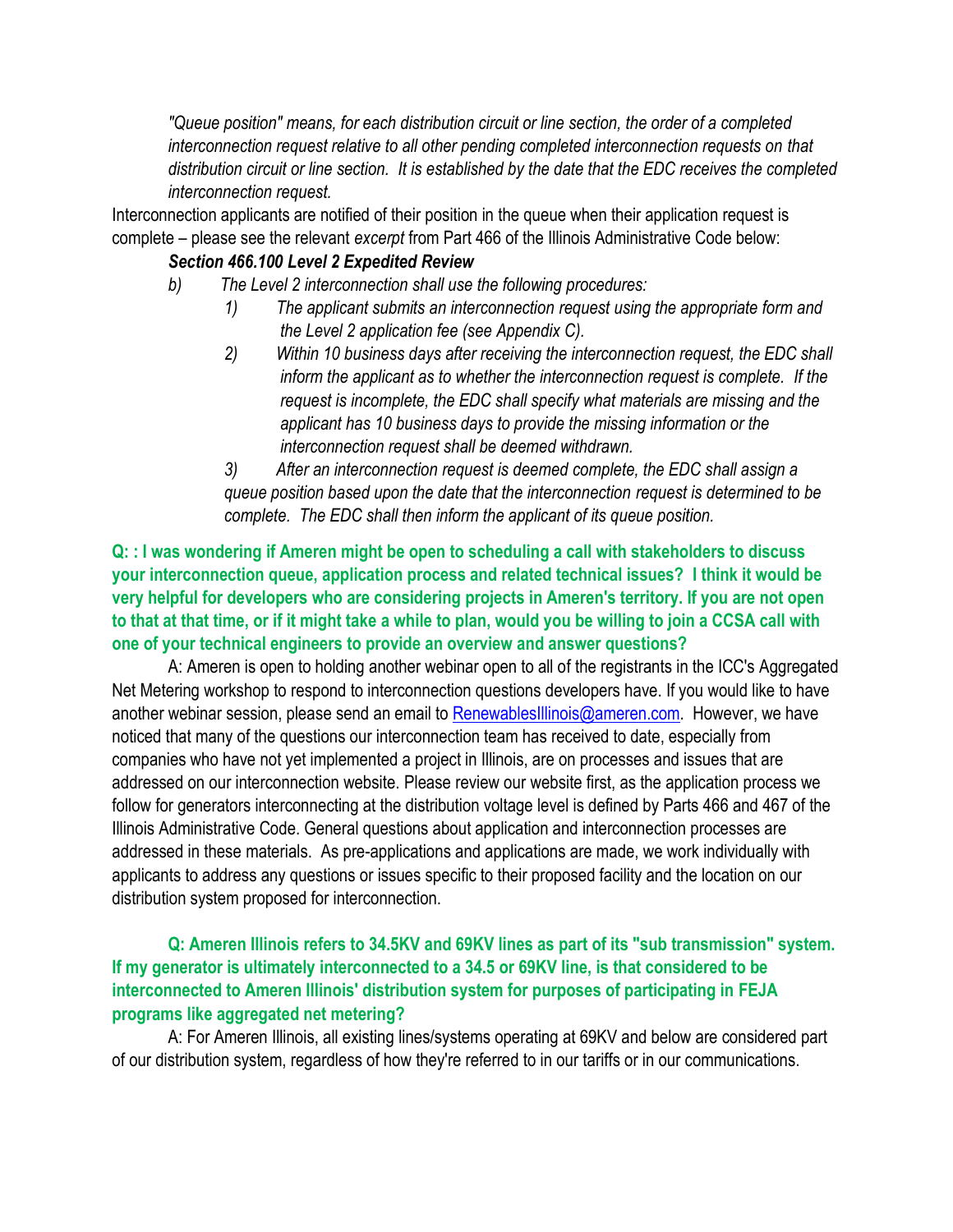*"Queue position" means, for each distribution circuit or line section, the order of a completed interconnection request relative to all other pending completed interconnection requests on that distribution circuit or line section. It is established by the date that the EDC receives the completed interconnection request.*

Interconnection applicants are notified of their position in the queue when their application request is complete – please see the relevant *excerpt* from Part 466 of the Illinois Administrative Code below:

***Section 466.100 Level 2 Expedited Review***

*b) The Level 2 interconnection shall use the following procedures:*

*1) The applicant submits an interconnection request using the appropriate form and the Level 2 application fee (see Appendix C).*

*2) Within 10 business days after receiving the interconnection request, the EDC shall inform the applicant as to whether the interconnection request is complete. If the request is incomplete, the EDC shall specify what materials are missing and the applicant has 10 business days to provide the missing information or the interconnection request shall be deemed withdrawn.*

*3) After an interconnection request is deemed complete, the EDC shall assign a queue position based upon the date that the interconnection request is determined to be complete. The EDC shall then inform the applicant of its queue position.*

**Q: : I was wondering if Ameren might be open to scheduling a call with stakeholders to discuss your interconnection queue, application process and related technical issues? I think it would be very helpful for developers who are considering projects in Ameren's territory. If you are not open to that at that time, or if it might take a while to plan, would you be willing to join a CCSA call with one of your technical engineers to provide an overview and answer questions?**

A: Ameren is open to holding another webinar open to all of the registrants in the ICC's Aggregated Net Metering workshop to respond to interconnection questions developers have. If you would like to have another webinar session, please send an email to RenewablesIllinois@ameren.com. However, we have noticed that many of the questions our interconnection team has received to date, especially from companies who have not yet implemented a project in Illinois, are on processes and issues that are addressed on our interconnection website. Please review our website first, as the application process we follow for generators interconnecting at the distribution voltage level is defined by Parts 466 and 467 of the Illinois Administrative Code. General questions about application and interconnection processes are addressed in these materials. As pre-applications and applications are made, we work individually with applicants to address any questions or issues specific to their proposed facility and the location on our distribution system proposed for interconnection.

**Q: Ameren Illinois refers to 34.5KV and 69KV lines as part of its "sub transmission" system. If my generator is ultimately interconnected to a 34.5 or 69KV line, is that considered to be interconnected to Ameren Illinois' distribution system for purposes of participating in FEJA programs like aggregated net metering?**

A: For Ameren Illinois, all existing lines/systems operating at 69KV and below are considered part of our distribution system, regardless of how they're referred to in our tariffs or in our communications.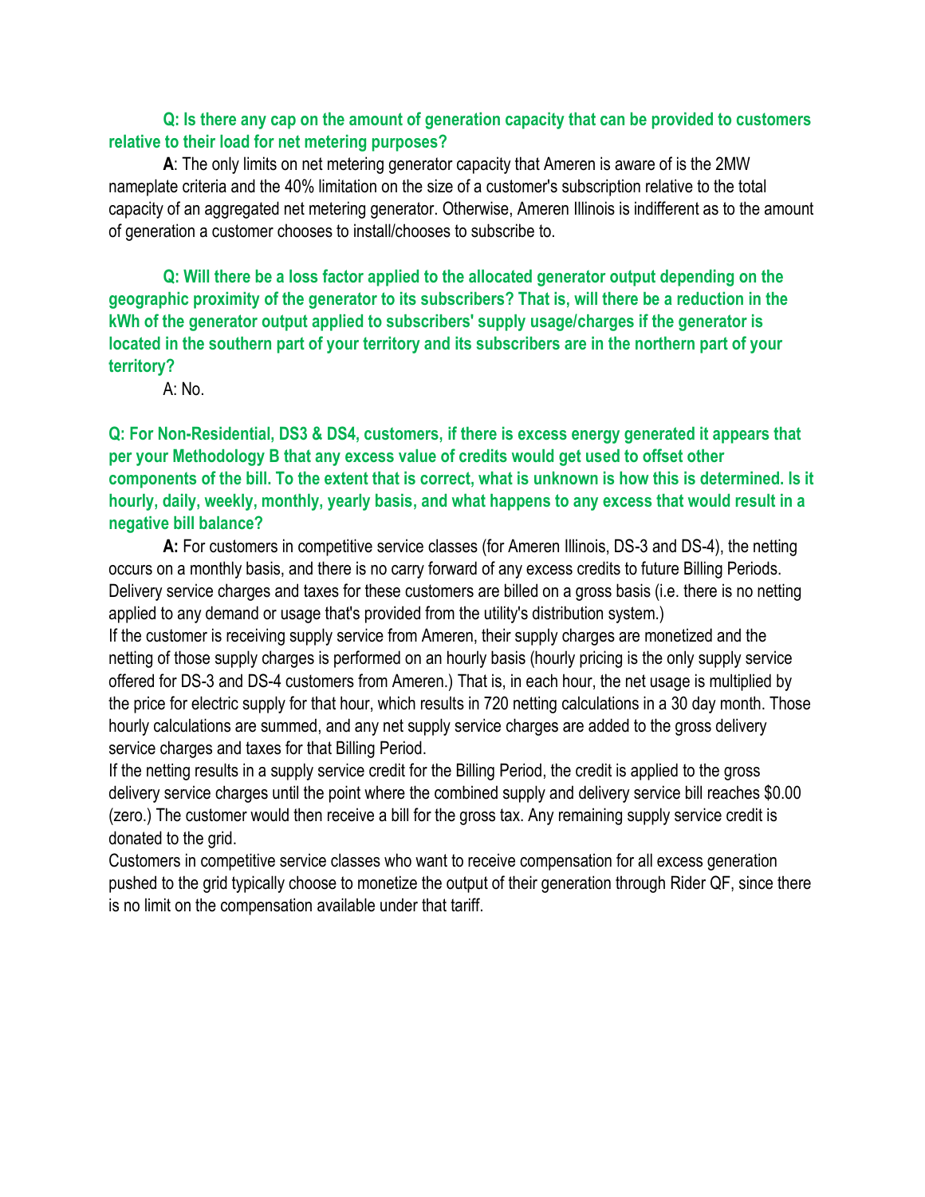**Q: Is there any cap on the amount of generation capacity that can be provided to customers relative to their load for net metering purposes?**

**A**: The only limits on net metering generator capacity that Ameren is aware of is the 2MW nameplate criteria and the 40% limitation on the size of a customer's subscription relative to the total capacity of an aggregated net metering generator. Otherwise, Ameren Illinois is indifferent as to the amount of generation a customer chooses to install/chooses to subscribe to.

**Q: Will there be a loss factor applied to the allocated generator output depending on the geographic proximity of the generator to its subscribers? That is, will there be a reduction in the kWh of the generator output applied to subscribers' supply usage/charges if the generator is located in the southern part of your territory and its subscribers are in the northern part of your territory?**

A: No.

**Q: For Non-Residential, DS3 & DS4, customers, if there is excess energy generated it appears that per your Methodology B that any excess value of credits would get used to offset other components of the bill. To the extent that is correct, what is unknown is how this is determined. Is it hourly, daily, weekly, monthly, yearly basis, and what happens to any excess that would result in a negative bill balance?**

**A:** For customers in competitive service classes (for Ameren Illinois, DS-3 and DS-4), the netting occurs on a monthly basis, and there is no carry forward of any excess credits to future Billing Periods. Delivery service charges and taxes for these customers are billed on a gross basis (i.e. there is no netting applied to any demand or usage that's provided from the utility's distribution system.)

If the customer is receiving supply service from Ameren, their supply charges are monetized and the netting of those supply charges is performed on an hourly basis (hourly pricing is the only supply service offered for DS-3 and DS-4 customers from Ameren.) That is, in each hour, the net usage is multiplied by the price for electric supply for that hour, which results in 720 netting calculations in a 30 day month. Those hourly calculations are summed, and any net supply service charges are added to the gross delivery service charges and taxes for that Billing Period.

If the netting results in a supply service credit for the Billing Period, the credit is applied to the gross delivery service charges until the point where the combined supply and delivery service bill reaches $0.00 (zero.) The customer would then receive a bill for the gross tax. Any remaining supply service credit is donated to the grid.

Customers in competitive service classes who want to receive compensation for all excess generation pushed to the grid typically choose to monetize the output of their generation through Rider QF, since there is no limit on the compensation available under that tariff.